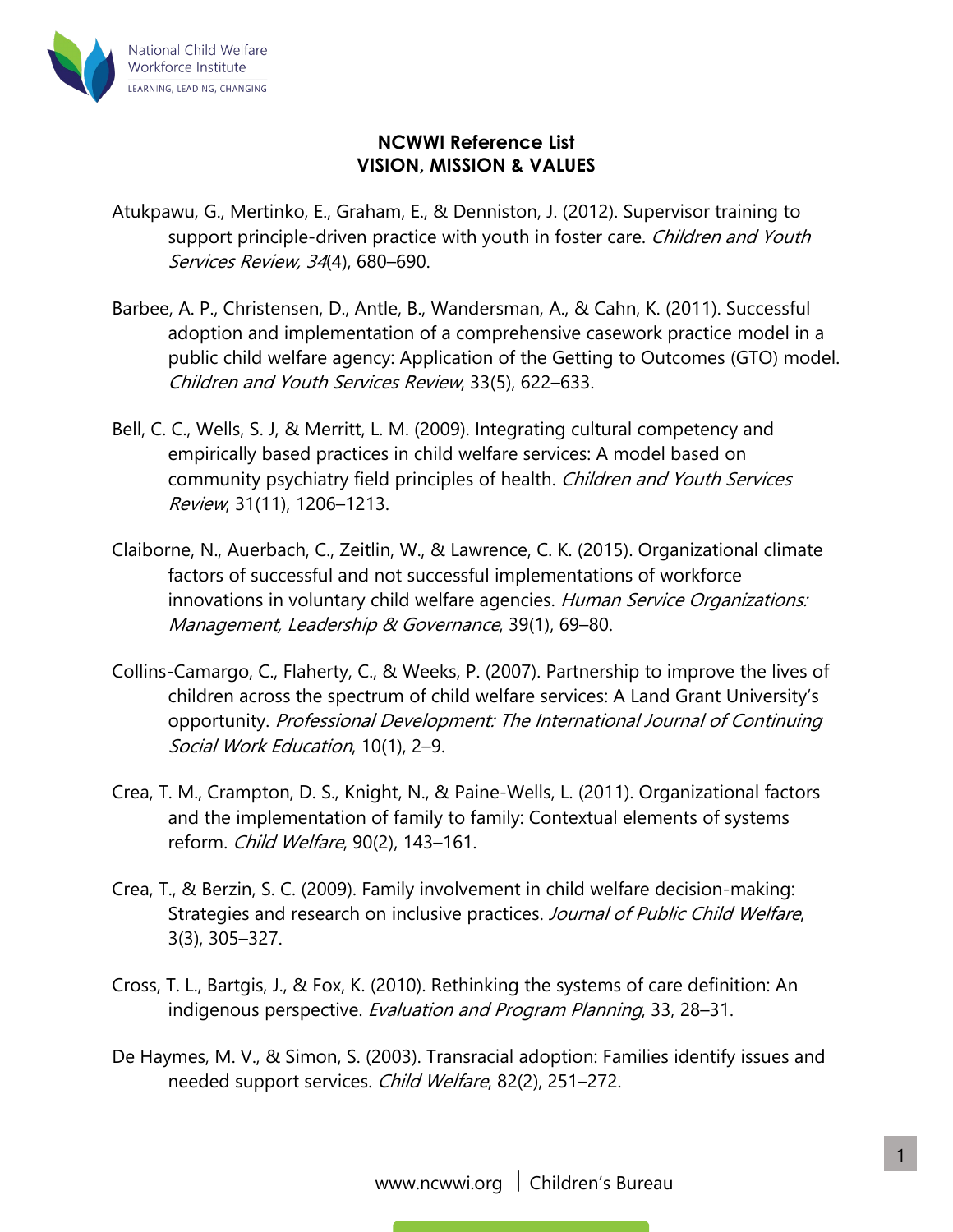# NCWWI Reference List
## VISION, MISSION & VALUES

Atukpawu, G., Mertinko, E., Graham, E., & Denniston, J. (2012). Supervisor training to support principle-driven practice with youth in foster care. *Children and Youth Services Review, 34*(4), 680–690.

Barbee, A. P., Christensen, D., Antle, B., Wandersman, A., & Cahn, K. (2011). Successful adoption and implementation of a comprehensive casework practice model in a public child welfare agency: Application of the Getting to Outcomes (GTO) model. *Children and Youth Services Review*, 33(5), 622–633.

Bell, C. C., Wells, S. J, & Merritt, L. M. (2009). Integrating cultural competency and empirically based practices in child welfare services: A model based on community psychiatry field principles of health. *Children and Youth Services Review*, 31(11), 1206–1213.

Claiborne, N., Auerbach, C., Zeitlin, W., & Lawrence, C. K. (2015). Organizational climate factors of successful and not successful implementations of workforce innovations in voluntary child welfare agencies. *Human Service Organizations: Management, Leadership & Governance*, 39(1), 69–80.

Collins-Camargo, C., Flaherty, C., & Weeks, P. (2007). Partnership to improve the lives of children across the spectrum of child welfare services: A Land Grant University's opportunity. *Professional Development: The International Journal of Continuing Social Work Education*, 10(1), 2–9.

Crea, T. M., Crampton, D. S., Knight, N., & Paine-Wells, L. (2011). Organizational factors and the implementation of family to family: Contextual elements of systems reform. *Child Welfare*, 90(2), 143–161.

Crea, T., & Berzin, S. C. (2009). Family involvement in child welfare decision-making: Strategies and research on inclusive practices. *Journal of Public Child Welfare*, 3(3), 305–327.

Cross, T. L., Bartgis, J., & Fox, K. (2010). Rethinking the systems of care definition: An indigenous perspective. *Evaluation and Program Planning*, 33, 28–31.

De Haymes, M. V., & Simon, S. (2003). Transracial adoption: Families identify issues and needed support services. *Child Welfare*, 82(2), 251–272.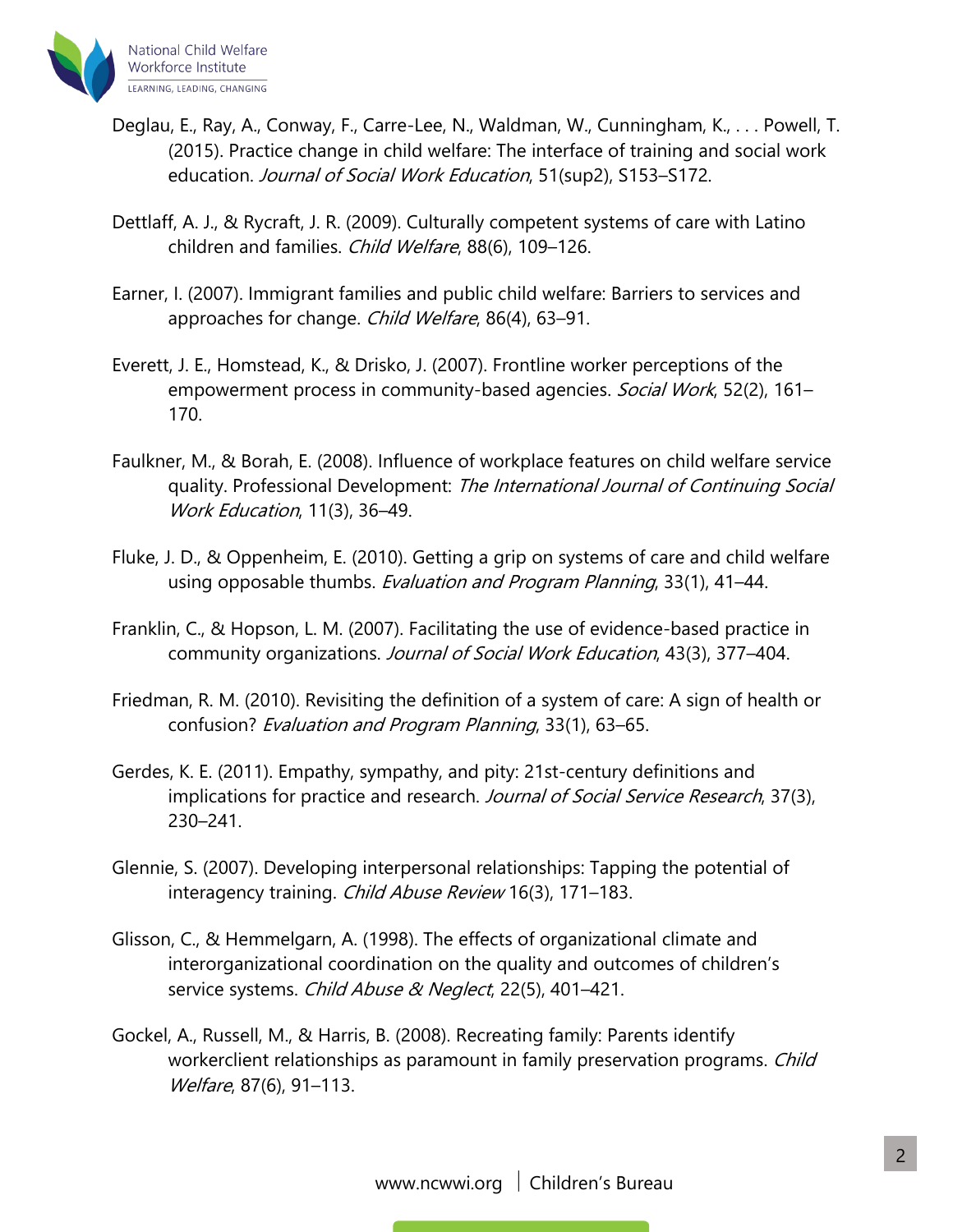Deglau, E., Ray, A., Conway, F., Carre-Lee, N., Waldman, W., Cunningham, K., . . . Powell, T. (2015). Practice change in child welfare: The interface of training and social work education. *Journal of Social Work Education*, 51(sup2), S153–S172.

Dettlaff, A. J., & Rycraft, J. R. (2009). Culturally competent systems of care with Latino children and families. *Child Welfare*, 88(6), 109–126.

Earner, I. (2007). Immigrant families and public child welfare: Barriers to services and approaches for change. *Child Welfare*, 86(4), 63–91.

Everett, J. E., Homstead, K., & Drisko, J. (2007). Frontline worker perceptions of the empowerment process in community-based agencies. *Social Work*, 52(2), 161–170.

Faulkner, M., & Borah, E. (2008). Influence of workplace features on child welfare service quality. Professional Development: *The International Journal of Continuing Social Work Education*, 11(3), 36–49.

Fluke, J. D., & Oppenheim, E. (2010). Getting a grip on systems of care and child welfare using opposable thumbs. *Evaluation and Program Planning*, 33(1), 41–44.

Franklin, C., & Hopson, L. M. (2007). Facilitating the use of evidence-based practice in community organizations. *Journal of Social Work Education*, 43(3), 377–404.

Friedman, R. M. (2010). Revisiting the definition of a system of care: A sign of health or confusion? *Evaluation and Program Planning*, 33(1), 63–65.

Gerdes, K. E. (2011). Empathy, sympathy, and pity: 21st-century definitions and implications for practice and research. *Journal of Social Service Research*, 37(3), 230–241.

Glennie, S. (2007). Developing interpersonal relationships: Tapping the potential of interagency training. *Child Abuse Review* 16(3), 171–183.

Glisson, C., & Hemmelgarn, A. (1998). The effects of organizational climate and interorganizational coordination on the quality and outcomes of children's service systems. *Child Abuse & Neglect*, 22(5), 401–421.

Gockel, A., Russell, M., & Harris, B. (2008). Recreating family: Parents identify workerclient relationships as paramount in family preservation programs. *Child Welfare*, 87(6), 91–113.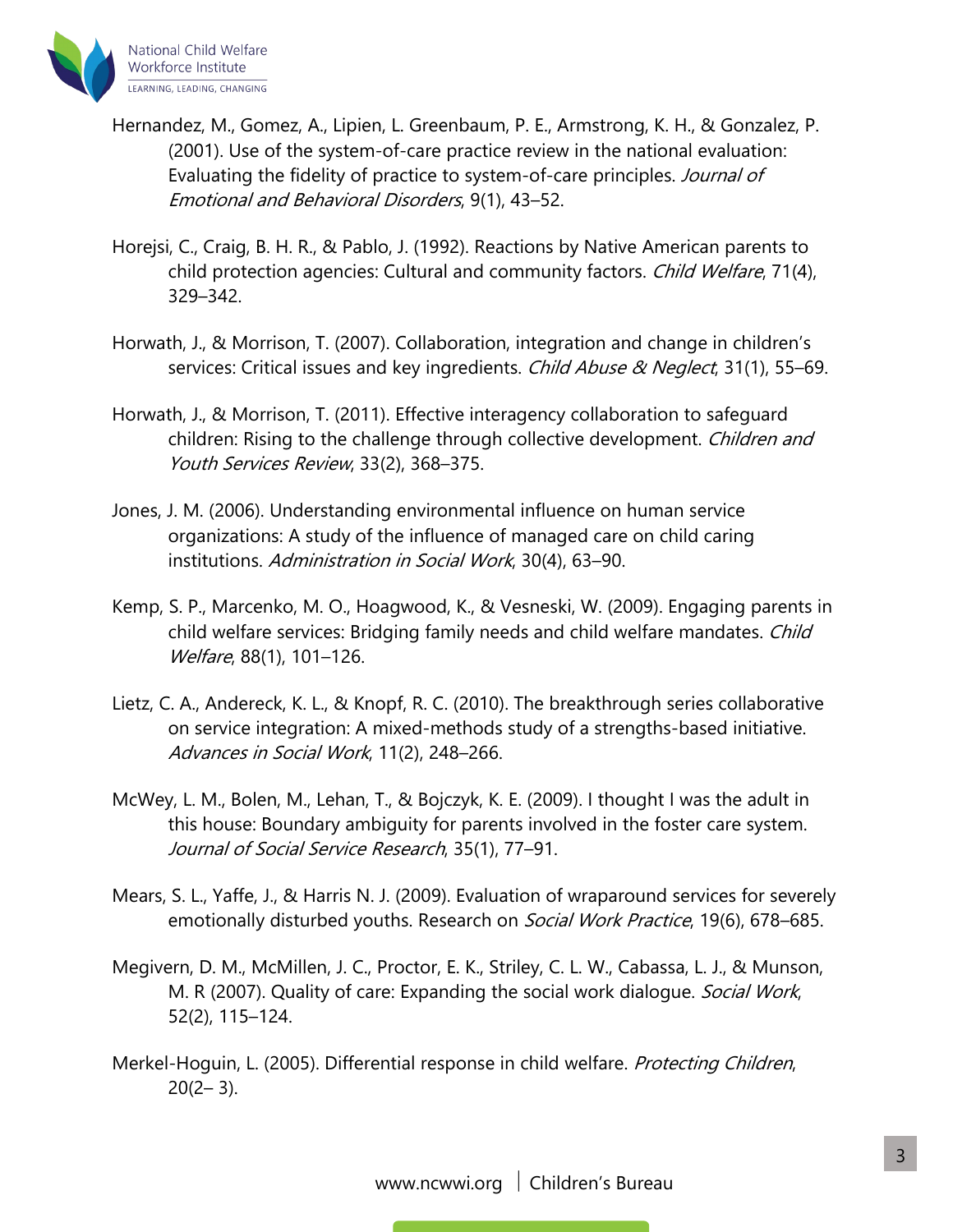Hernandez, M., Gomez, A., Lipien, L. Greenbaum, P. E., Armstrong, K. H., & Gonzalez, P. (2001). Use of the system-of-care practice review in the national evaluation: Evaluating the fidelity of practice to system-of-care principles. *Journal of Emotional and Behavioral Disorders*, 9(1), 43–52.

Horejsi, C., Craig, B. H. R., & Pablo, J. (1992). Reactions by Native American parents to child protection agencies: Cultural and community factors. *Child Welfare*, 71(4), 329–342.

Horwath, J., & Morrison, T. (2007). Collaboration, integration and change in children's services: Critical issues and key ingredients. *Child Abuse & Neglect*, 31(1), 55–69.

Horwath, J., & Morrison, T. (2011). Effective interagency collaboration to safeguard children: Rising to the challenge through collective development. *Children and Youth Services Review*, 33(2), 368–375.

Jones, J. M. (2006). Understanding environmental influence on human service organizations: A study of the influence of managed care on child caring institutions. *Administration in Social Work*, 30(4), 63–90.

Kemp, S. P., Marcenko, M. O., Hoagwood, K., & Vesneski, W. (2009). Engaging parents in child welfare services: Bridging family needs and child welfare mandates. *Child Welfare*, 88(1), 101–126.

Lietz, C. A., Andereck, K. L., & Knopf, R. C. (2010). The breakthrough series collaborative on service integration: A mixed-methods study of a strengths-based initiative. *Advances in Social Work*, 11(2), 248–266.

McWey, L. M., Bolen, M., Lehan, T., & Bojczyk, K. E. (2009). I thought I was the adult in this house: Boundary ambiguity for parents involved in the foster care system. *Journal of Social Service Research*, 35(1), 77–91.

Mears, S. L., Yaffe, J., & Harris N. J. (2009). Evaluation of wraparound services for severely emotionally disturbed youths. Research on *Social Work Practice*, 19(6), 678–685.

Megivern, D. M., McMillen, J. C., Proctor, E. K., Striley, C. L. W., Cabassa, L. J., & Munson, M. R (2007). Quality of care: Expanding the social work dialogue. *Social Work*, 52(2), 115–124.

Merkel-Hoguin, L. (2005). Differential response in child welfare. *Protecting Children*, 20(2– 3).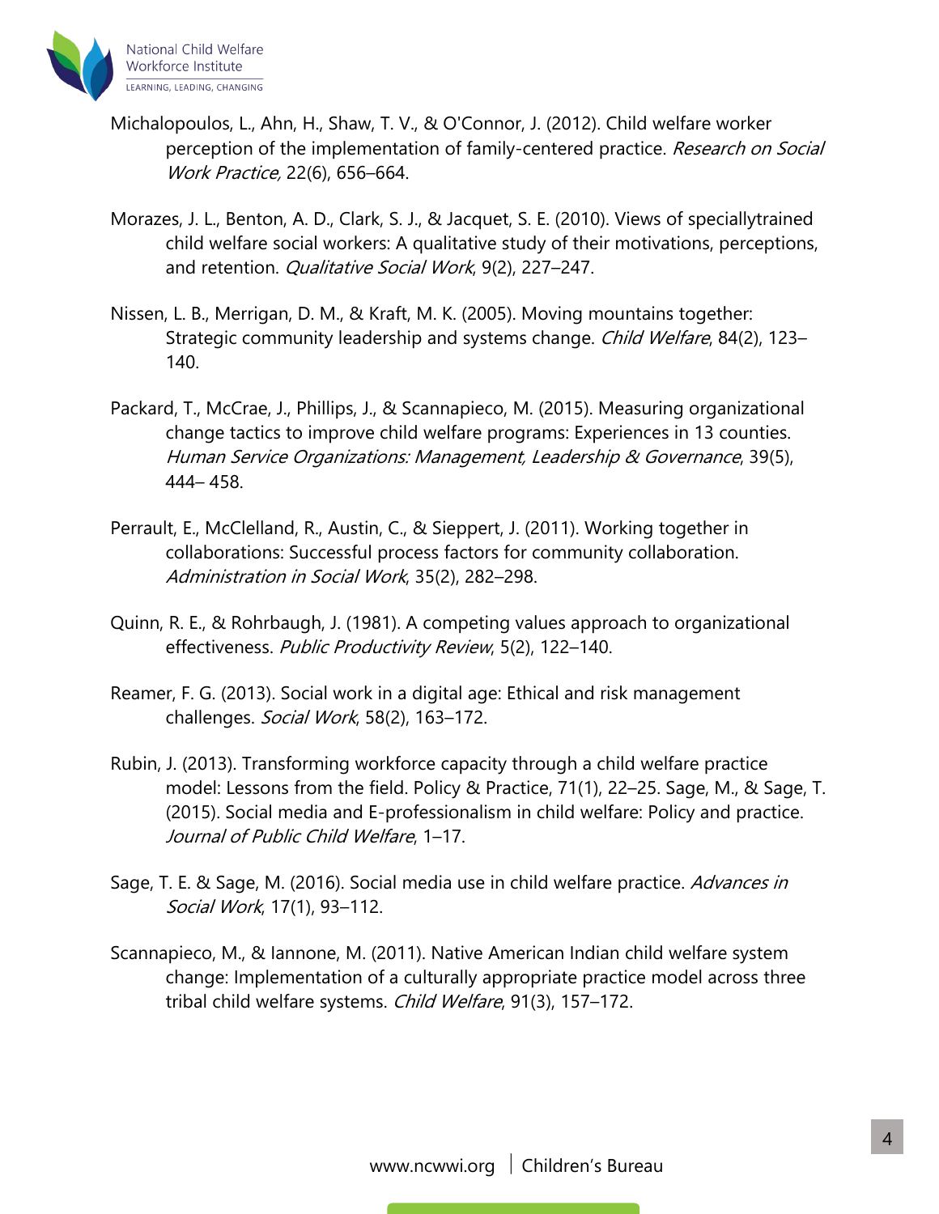Michalopoulos, L., Ahn, H., Shaw, T. V., & O'Connor, J. (2012). Child welfare worker perception of the implementation of family-centered practice. *Research on Social Work Practice,* 22(6), 656–664.

Morazes, J. L., Benton, A. D., Clark, S. J., & Jacquet, S. E. (2010). Views of speciallytrained child welfare social workers: A qualitative study of their motivations, perceptions, and retention. *Qualitative Social Work*, 9(2), 227–247.

Nissen, L. B., Merrigan, D. M., & Kraft, M. K. (2005). Moving mountains together: Strategic community leadership and systems change. *Child Welfare*, 84(2), 123–140.

Packard, T., McCrae, J., Phillips, J., & Scannapieco, M. (2015). Measuring organizational change tactics to improve child welfare programs: Experiences in 13 counties. *Human Service Organizations: Management, Leadership & Governance*, 39(5), 444– 458.

Perrault, E., McClelland, R., Austin, C., & Sieppert, J. (2011). Working together in collaborations: Successful process factors for community collaboration. *Administration in Social Work*, 35(2), 282–298.

Quinn, R. E., & Rohrbaugh, J. (1981). A competing values approach to organizational effectiveness. *Public Productivity Review*, 5(2), 122–140.

Reamer, F. G. (2013). Social work in a digital age: Ethical and risk management challenges. *Social Work*, 58(2), 163–172.

Rubin, J. (2013). Transforming workforce capacity through a child welfare practice model: Lessons from the field. Policy & Practice, 71(1), 22–25. Sage, M., & Sage, T. (2015). Social media and E-professionalism in child welfare: Policy and practice. *Journal of Public Child Welfare*, 1–17.

Sage, T. E. & Sage, M. (2016). Social media use in child welfare practice. *Advances in Social Work*, 17(1), 93–112.

Scannapieco, M., & Iannone, M. (2011). Native American Indian child welfare system change: Implementation of a culturally appropriate practice model across three tribal child welfare systems. *Child Welfare*, 91(3), 157–172.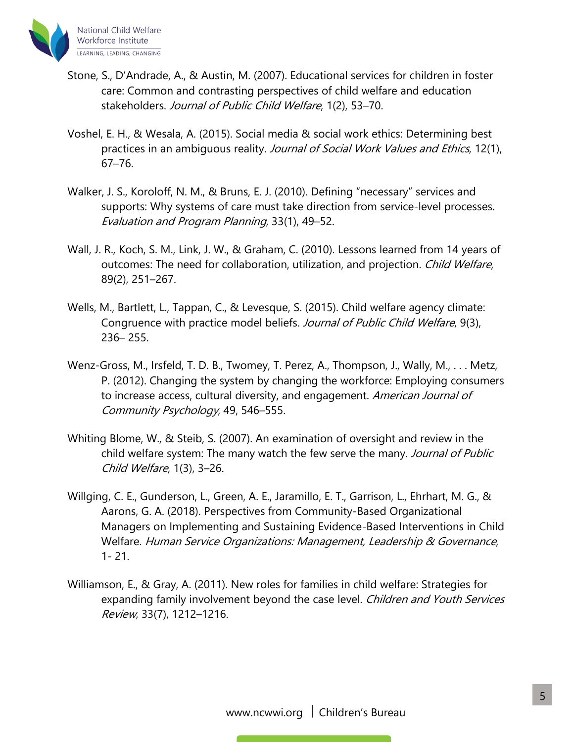Stone, S., D'Andrade, A., & Austin, M. (2007). Educational services for children in foster care: Common and contrasting perspectives of child welfare and education stakeholders. *Journal of Public Child Welfare*, 1(2), 53–70.

Voshel, E. H., & Wesala, A. (2015). Social media & social work ethics: Determining best practices in an ambiguous reality. *Journal of Social Work Values and Ethics*, 12(1), 67–76.

Walker, J. S., Koroloff, N. M., & Bruns, E. J. (2010). Defining "necessary" services and supports: Why systems of care must take direction from service-level processes. *Evaluation and Program Planning*, 33(1), 49–52.

Wall, J. R., Koch, S. M., Link, J. W., & Graham, C. (2010). Lessons learned from 14 years of outcomes: The need for collaboration, utilization, and projection. *Child Welfare*, 89(2), 251–267.

Wells, M., Bartlett, L., Tappan, C., & Levesque, S. (2015). Child welfare agency climate: Congruence with practice model beliefs. *Journal of Public Child Welfare*, 9(3), 236– 255.

Wenz-Gross, M., Irsfeld, T. D. B., Twomey, T. Perez, A., Thompson, J., Wally, M., . . . Metz, P. (2012). Changing the system by changing the workforce: Employing consumers to increase access, cultural diversity, and engagement. *American Journal of Community Psychology*, 49, 546–555.

Whiting Blome, W., & Steib, S. (2007). An examination of oversight and review in the child welfare system: The many watch the few serve the many. *Journal of Public Child Welfare*, 1(3), 3–26.

Willging, C. E., Gunderson, L., Green, A. E., Jaramillo, E. T., Garrison, L., Ehrhart, M. G., & Aarons, G. A. (2018). Perspectives from Community-Based Organizational Managers on Implementing and Sustaining Evidence-Based Interventions in Child Welfare. *Human Service Organizations: Management, Leadership & Governance*, 1- 21.

Williamson, E., & Gray, A. (2011). New roles for families in child welfare: Strategies for expanding family involvement beyond the case level. *Children and Youth Services Review*, 33(7), 1212–1216.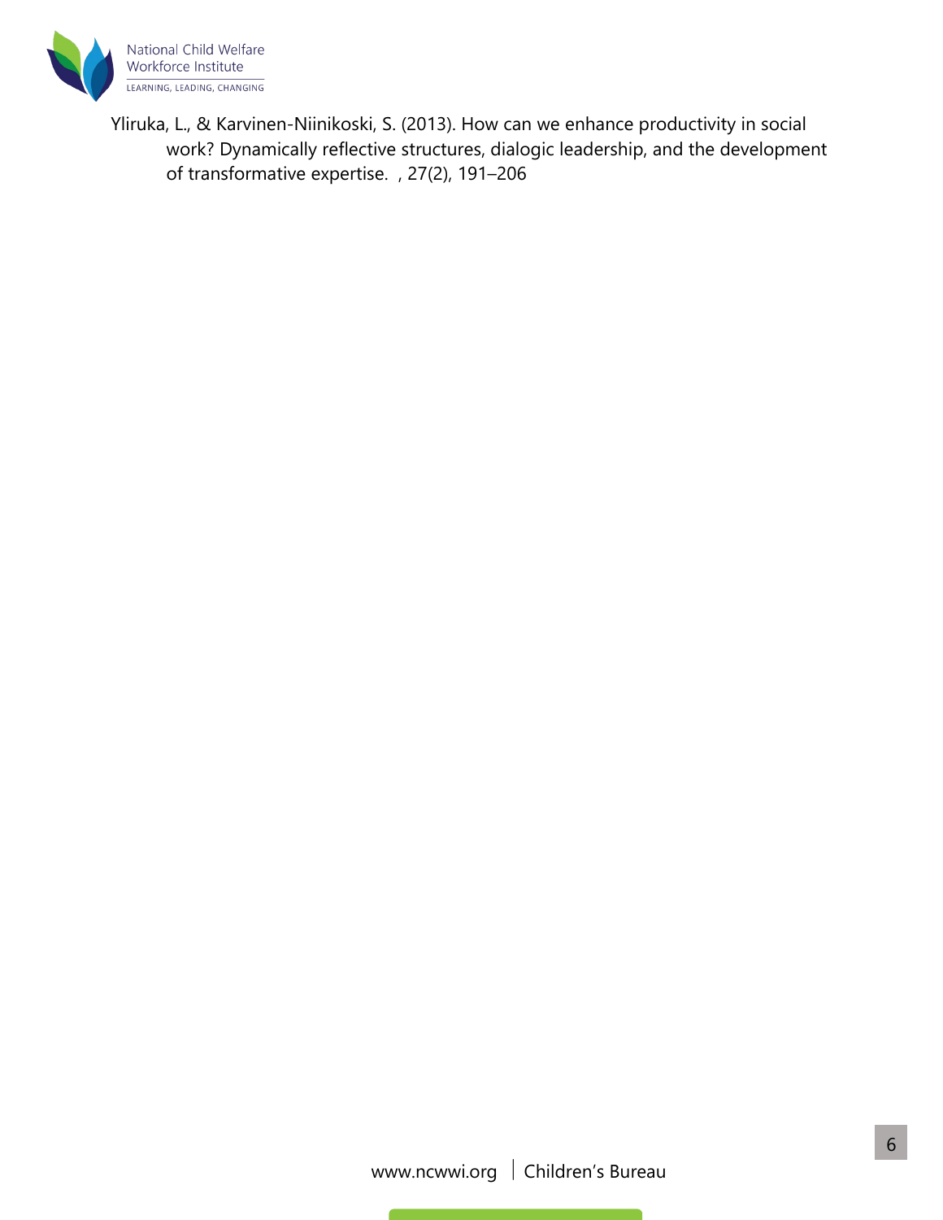Yliruka, L., & Karvinen-Niinikoski, S. (2013). How can we enhance productivity in social work? Dynamically reflective structures, dialogic leadership, and the development of transformative expertise. , 27(2), 191–206